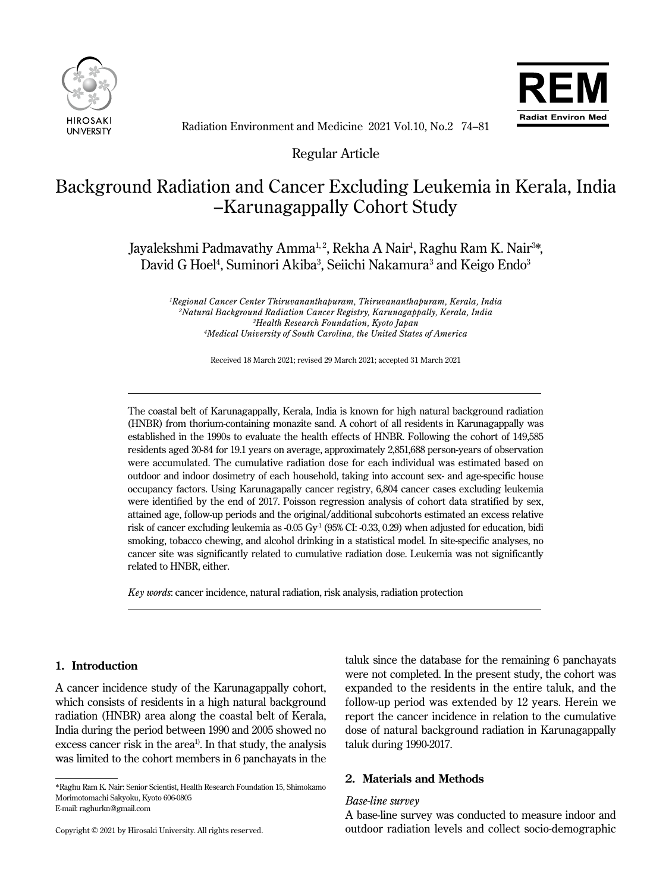Regular Article

# Background Radiation and Cancer Excluding Leukemia in Kerala, India –Karunagappally Cohort Study

Jayalekshmi Padmavathy Amma[1, 2], Rekha A Nair[1], Raghu Ram K. Nair[3]*, David G Hoel[4], Suminori Akiba[3], Seiichi Nakamura[3] and Keigo Endo[3]

*[1]Regional Cancer Center Thiruvananthapuram, Thiruvananthapuram, Kerala, India*
*[2]Natural Background Radiation Cancer Registry, Karunagappally, Kerala, India*
*[3]Health Research Foundation, Kyoto Japan*
*[4]Medical University of South Carolina, the United States of America*

Received 18 March 2021; revised 29 March 2021; accepted 31 March 2021

---

The coastal belt of Karunagappally, Kerala, India is known for high natural background radiation (HNBR) from thorium-containing monazite sand. A cohort of all residents in Karunagappally was established in the 1990s to evaluate the health effects of HNBR. Following the cohort of 149,585 residents aged 30-84 for 19.1 years on average, approximately 2,851,688 person-years of observation were accumulated. The cumulative radiation dose for each individual was estimated based on outdoor and indoor dosimetry of each household, taking into account sex- and age-specific house occupancy factors. Using Karunagappally cancer registry, 6,804 cancer cases excluding leukemia were identified by the end of 2017. Poisson regression analysis of cohort data stratified by sex, attained age, follow-up periods and the original/additional subcohorts estimated an excess relative risk of cancer excluding leukemia as -0.05 $Gy^{-1}$ (95% CI: -0.33, 0.29) when adjusted for education, bidi smoking, tobacco chewing, and alcohol drinking in a statistical model. In site-specific analyses, no cancer site was significantly related to cumulative radiation dose. Leukemia was not significantly related to HNBR, either.

*Key words*: cancer incidence, natural radiation, risk analysis, radiation protection

---

## 1. Introduction

A cancer incidence study of the Karunagappally cohort, which consists of residents in a high natural background radiation (HNBR) area along the coastal belt of Kerala, India during the period between 1990 and 2005 showed no excess cancer risk in the area[1]. In that study, the analysis was limited to the cohort members in 6 panchayats in the taluk since the database for the remaining 6 panchayats were not completed. In the present study, the cohort was expanded to the residents in the entire taluk, and the follow-up period was extended by 12 years. Herein we report the cancer incidence in relation to the cumulative dose of natural background radiation in Karunagappally taluk during 1990-2017.

## 2. Materials and Methods

*Base-line survey*

A base-line survey was conducted to measure indoor and outdoor radiation levels and collect socio-demographic

---

*Raghu Ram K. Nair: Senior Scientist, Health Research Foundation 15, Shimokamo Morimotomachi Sakyoku, Kyoto 606-0805
E-mail: raghurkn@gmail.com

Copyright © 2021 by Hirosaki University. All rights reserved.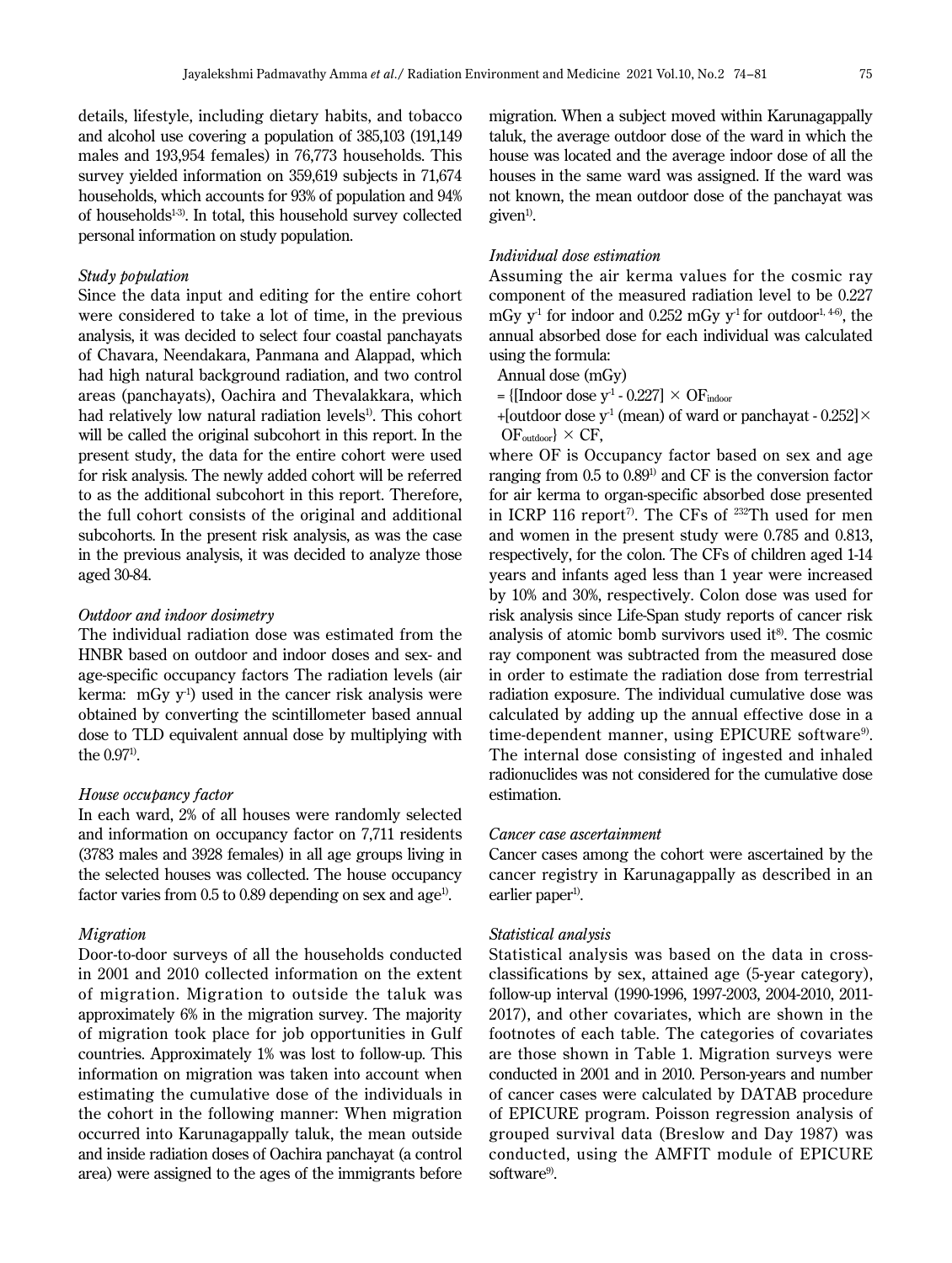details, lifestyle, including dietary habits, and tobacco and alcohol use covering a population of 385,103 (191,149 males and 193,954 females) in 76,773 households. This survey yielded information on 359,619 subjects in 71,674 households, which accounts for 93% of population and 94% of households[1-3]. In total, this household survey collected personal information on study population.

*Study population*

Since the data input and editing for the entire cohort were considered to take a lot of time, in the previous analysis, it was decided to select four coastal panchayats of Chavara, Neendakara, Panmana and Alappad, which had high natural background radiation, and two control areas (panchayats), Oachira and Thevalakkara, which had relatively low natural radiation levels[1]. This cohort will be called the original subcohort in this report. In the present study, the data for the entire cohort were used for risk analysis. The newly added cohort will be referred to as the additional subcohort in this report. Therefore, the full cohort consists of the original and additional subcohorts. In the present risk analysis, as was the case in the previous analysis, it was decided to analyze those aged 30-84.

*Outdoor and indoor dosimetry*

The individual radiation dose was estimated from the HNBR based on outdoor and indoor doses and sex- and age-specific occupancy factors The radiation levels (air kerma: mGy $y^{-1}$) used in the cancer risk analysis were obtained by converting the scintillometer based annual dose to TLD equivalent annual dose by multiplying with the 0.97[1].

*House occupancy factor*

In each ward, 2% of all houses were randomly selected and information on occupancy factor on 7,711 residents (3783 males and 3928 females) in all age groups living in the selected houses was collected. The house occupancy factor varies from 0.5 to 0.89 depending on sex and age[1].

*Migration*

Door-to-door surveys of all the households conducted in 2001 and 2010 collected information on the extent of migration. Migration to outside the taluk was approximately 6% in the migration survey. The majority of migration took place for job opportunities in Gulf countries. Approximately 1% was lost to follow-up. This information on migration was taken into account when estimating the cumulative dose of the individuals in the cohort in the following manner: When migration occurred into Karunagappally taluk, the mean outside and inside radiation doses of Oachira panchayat (a control area) were assigned to the ages of the immigrants before migration. When a subject moved within Karunagappally taluk, the average outdoor dose of the ward in which the house was located and the average indoor dose of all the houses in the same ward was assigned. If the ward was not known, the mean outdoor dose of the panchayat was given[1].

*Individual dose estimation*

Assuming the air kerma values for the cosmic ray component of the measured radiation level to be 0.227 mGy $y^{-1}$ for indoor and 0.252 mGy $y^{-1}$ for outdoor[1, 4-6], the annual absorbed dose for each individual was calculated using the formula:

Annual dose (mGy)

$$= \{[\text{Indoor dose } y^{-1} - 0.227] \times OF_{indoor} + [\text{outdoor dose } y^{-1} \text{ (mean) of ward or panchayat} - 0.252] \times OF_{outdoor}\} \times CF,$$

where OF is Occupancy factor based on sex and age ranging from 0.5 to 0.89[1] and CF is the conversion factor for air kerma to organ-specific absorbed dose presented in ICRP 116 report[7]. The CFs of $^{232}Th$ used for men and women in the present study were 0.785 and 0.813, respectively, for the colon. The CFs of children aged 1-14 years and infants aged less than 1 year were increased by 10% and 30%, respectively. Colon dose was used for risk analysis since Life-Span study reports of cancer risk analysis of atomic bomb survivors used it[8]. The cosmic ray component was subtracted from the measured dose in order to estimate the radiation dose from terrestrial radiation exposure. The individual cumulative dose was calculated by adding up the annual effective dose in a time-dependent manner, using EPICURE software[9]. The internal dose consisting of ingested and inhaled radionuclides was not considered for the cumulative dose estimation.

*Cancer case ascertainment*

Cancer cases among the cohort were ascertained by the cancer registry in Karunagappally as described in an earlier paper[1].

*Statistical analysis*

Statistical analysis was based on the data in cross-classifications by sex, attained age (5-year category), follow-up interval (1990-1996, 1997-2003, 2004-2010, 2011-2017), and other covariates, which are shown in the footnotes of each table. The categories of covariates are those shown in Table 1. Migration surveys were conducted in 2001 and in 2010. Person-years and number of cancer cases were calculated by DATAB procedure of EPICURE program. Poisson regression analysis of grouped survival data (Breslow and Day 1987) was conducted, using the AMFIT module of EPICURE software[9].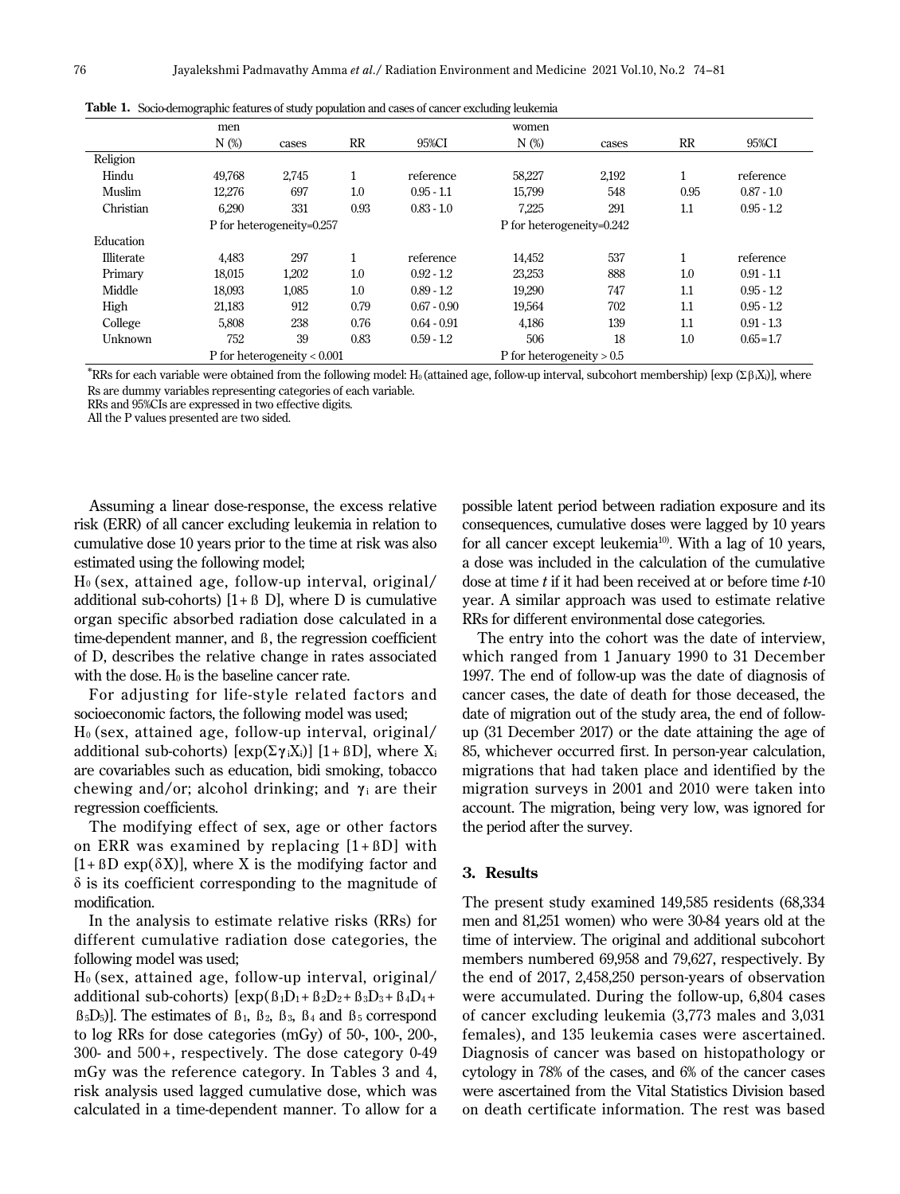**Table 1.** Socio-demographic features of study population and cases of cancer excluding leukemia

| | men | | | | women | | | |
|---|---|---|---|---|---|---|---|---|
| | N (%) | cases | RR | 95%CI | N (%) | cases | RR | 95%CI |
| Religion | | | | | | | | |
| Hindu | 49,768 | 2,745 | 1 | reference | 58,227 | 2,192 | 1 | reference |
| Muslim | 12,276 | 697 | 1.0 | 0.95 - 1.1 | 15,799 | 548 | 0.95 | 0.87 - 1.0 |
| Christian | 6,290 | 331 | 0.93 | 0.83 - 1.0 | 7,225 | 291 | 1.1 | 0.95 - 1.2 |
| | P for heterogeneity=0.257 | | | | P for heterogeneity=0.242 | | | |
| Education | | | | | | | | |
| Illiterate | 4,483 | 297 | 1 | reference | 14,452 | 537 | 1 | reference |
| Primary | 18,015 | 1,202 | 1.0 | 0.92 - 1.2 | 23,253 | 888 | 1.0 | 0.91 - 1.1 |
| Middle | 18,093 | 1,085 | 1.0 | 0.89 - 1.2 | 19,290 | 747 | 1.1 | 0.95 - 1.2 |
| High | 21,183 | 912 | 0.79 | 0.67 - 0.90 | 19,564 | 702 | 1.1 | 0.95 - 1.2 |
| College | 5,808 | 238 | 0.76 | 0.64 - 0.91 | 4,186 | 139 | 1.1 | 0.91 - 1.3 |
| Unknown | 752 | 39 | 0.83 | 0.59 - 1.2 | 506 | 18 | 1.0 | 0.65－1.7 |
| | P for heterogeneity < 0.001 | | | | P for heterogeneity > 0.5 | | | |

*RRs for each variable were obtained from the following model: $H_0$ (attained age, follow-up interval, subcohort membership) [exp $(\Sigma \beta_i X_i)$], where Rs are dummy variables representing categories of each variable.
RRs and 95%CIs are expressed in two effective digits.
All the P values presented are two sided.

Assuming a linear dose-response, the excess relative risk (ERR) of all cancer excluding leukemia in relation to cumulative dose 10 years prior to the time at risk was also estimated using the following model;

$H_0$ (sex, attained age, follow-up interval, original/additional sub-cohorts) $[1+\beta D]$, where D is cumulative organ specific absorbed radiation dose calculated in a time-dependent manner, and $\beta$, the regression coefficient of D, describes the relative change in rates associated with the dose. $H_0$ is the baseline cancer rate.

For adjusting for life-style related factors and socioeconomic factors, the following model was used;

$H_0$ (sex, attained age, follow-up interval, original/additional sub-cohorts) $[\exp(\Sigma\gamma_i X_i)]$ $[1+\beta D]$, where $X_i$ are covariables such as education, bidi smoking, tobacco chewing and/or; alcohol drinking; and $\gamma_i$ are their regression coefficients.

The modifying effect of sex, age or other factors on ERR was examined by replacing $[1+\beta D]$ with $[1+\beta D \exp(\delta X)]$, where X is the modifying factor and $\delta$ is its coefficient corresponding to the magnitude of modification.

In the analysis to estimate relative risks (RRs) for different cumulative radiation dose categories, the following model was used;

$H_0$ (sex, attained age, follow-up interval, original/additional sub-cohorts) $[\exp(\beta_1 D_1+\beta_2 D_2+\beta_3 D_3+\beta_4 D_4+\beta_5 D_5)]$. The estimates of $\beta_1$, $\beta_2$, $\beta_3$, $\beta_4$ and $\beta_5$ correspond to log RRs for dose categories (mGy) of 50-, 100-, 200-, 300- and 500+, respectively. The dose category 0-49 mGy was the reference category. In Tables 3 and 4, risk analysis used lagged cumulative dose, which was calculated in a time-dependent manner. To allow for a possible latent period between radiation exposure and its consequences, cumulative doses were lagged by 10 years for all cancer except leukemia[10]. With a lag of 10 years, a dose was included in the calculation of the cumulative dose at time *t* if it had been received at or before time *t*-10 year. A similar approach was used to estimate relative RRs for different environmental dose categories.

The entry into the cohort was the date of interview, which ranged from 1 January 1990 to 31 December 1997. The end of follow-up was the date of diagnosis of cancer cases, the date of death for those deceased, the date of migration out of the study area, the end of follow-up (31 December 2017) or the date attaining the age of 85, whichever occurred first. In person-year calculation, migrations that had taken place and identified by the migration surveys in 2001 and 2010 were taken into account. The migration, being very low, was ignored for the period after the survey.

## 3. Results

The present study examined 149,585 residents (68,334 men and 81,251 women) who were 30-84 years old at the time of interview. The original and additional subcohort members numbered 69,958 and 79,627, respectively. By the end of 2017, 2,458,250 person-years of observation were accumulated. During the follow-up, 6,804 cases of cancer excluding leukemia (3,773 males and 3,031 females), and 135 leukemia cases were ascertained. Diagnosis of cancer was based on histopathology or cytology in 78% of the cases, and 6% of the cancer cases were ascertained from the Vital Statistics Division based on death certificate information. The rest was based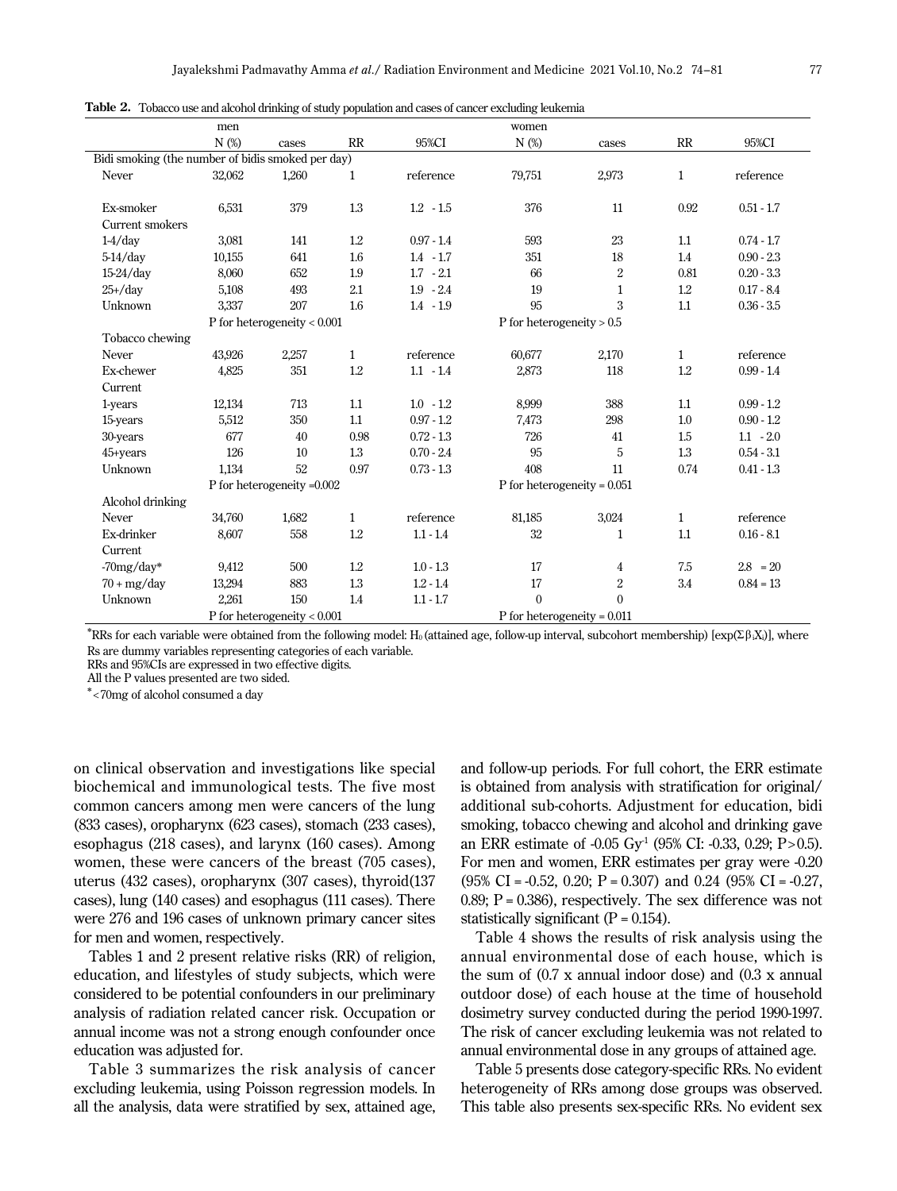**Table 2.** Tobacco use and alcohol drinking of study population and cases of cancer excluding leukemia

| | men | | | | women | | | |
|---|---|---|---|---|---|---|---|---|
| | N (%) | cases | RR | 95%CI | N (%) | cases | RR | 95%CI |
| Bidi smoking (the number of bidis smoked per day) | | | | | | | | |
| Never | 32,062 | 1,260 | 1 | reference | 79,751 | 2,973 | 1 | reference |
| Ex-smoker | 6,531 | 379 | 1.3 | 1.2 - 1.5 | 376 | 11 | 0.92 | 0.51 - 1.7 |
| Current smokers | | | | | | | | |
| 1-4/day | 3,081 | 141 | 1.2 | 0.97 - 1.4 | 593 | 23 | 1.1 | 0.74 - 1.7 |
| 5-14/day | 10,155 | 641 | 1.6 | 1.4 - 1.7 | 351 | 18 | 1.4 | 0.90 - 2.3 |
| 15-24/day | 8,060 | 652 | 1.9 | 1.7 - 2.1 | 66 | 2 | 0.81 | 0.20 - 3.3 |
| 25+/day | 5,108 | 493 | 2.1 | 1.9 - 2.4 | 19 | 1 | 1.2 | 0.17 - 8.4 |
| Unknown | 3,337 | 207 | 1.6 | 1.4 - 1.9 | 95 | 3 | 1.1 | 0.36 - 3.5 |
| | P for heterogeneity < 0.001 | | | | P for heterogeneity > 0.5 | | | |
| Tobacco chewing | | | | | | | | |
| Never | 43,926 | 2,257 | 1 | reference | 60,677 | 2,170 | 1 | reference |
| Ex-chewer | 4,825 | 351 | 1.2 | 1.1 - 1.4 | 2,873 | 118 | 1.2 | 0.99 - 1.4 |
| Current | | | | | | | | |
| 1-years | 12,134 | 713 | 1.1 | 1.0 - 1.2 | 8,999 | 388 | 1.1 | 0.99 - 1.2 |
| 15-years | 5,512 | 350 | 1.1 | 0.97 - 1.2 | 7,473 | 298 | 1.0 | 0.90 - 1.2 |
| 30-years | 677 | 40 | 0.98 | 0.72 - 1.3 | 726 | 41 | 1.5 | 1.1 - 2.0 |
| 45+years | 126 | 10 | 1.3 | 0.70 - 2.4 | 95 | 5 | 1.3 | 0.54 - 3.1 |
| Unknown | 1,134 | 52 | 0.97 | 0.73 - 1.3 | 408 | 11 | 0.74 | 0.41 - 1.3 |
| | P for heterogeneity =0.002 | | | | P for heterogeneity = 0.051 | | | |
| Alcohol drinking | | | | | | | | |
| Never | 34,760 | 1,682 | 1 | reference | 81,185 | 3,024 | 1 | reference |
| Ex-drinker | 8,607 | 558 | 1.2 | 1.1 - 1.4 | 32 | 1 | 1.1 | 0.16 - 8.1 |
| Current | | | | | | | | |
| -70mg/day* | 9,412 | 500 | 1.2 | 1.0 - 1.3 | 17 | 4 | 7.5 | 2.8 = 20 |
| 70 + mg/day | 13,294 | 883 | 1.3 | 1.2 - 1.4 | 17 | 2 | 3.4 | 0.84 = 13 |
| Unknown | 2,261 | 150 | 1.4 | 1.1 - 1.7 | 0 | 0 | | |
| | P for heterogeneity < 0.001 | | | | P for heterogeneity = 0.011 | | | |

*RRs for each variable were obtained from the following model: $H_0$ (attained age, follow-up interval, subcohort membership) [$\exp(\Sigma\beta_i X_i)$], where Rs are dummy variables representing categories of each variable.
RRs and 95%CIs are expressed in two effective digits.
All the P values presented are two sided.
*<70mg of alcohol consumed a day

on clinical observation and investigations like special biochemical and immunological tests. The five most common cancers among men were cancers of the lung (833 cases), oropharynx (623 cases), stomach (233 cases), esophagus (218 cases), and larynx (160 cases). Among women, these were cancers of the breast (705 cases), uterus (432 cases), oropharynx (307 cases), thyroid(137 cases), lung (140 cases) and esophagus (111 cases). There were 276 and 196 cases of unknown primary cancer sites for men and women, respectively.

Tables 1 and 2 present relative risks (RR) of religion, education, and lifestyles of study subjects, which were considered to be potential confounders in our preliminary analysis of radiation related cancer risk. Occupation or annual income was not a strong enough confounder once education was adjusted for.

Table 3 summarizes the risk analysis of cancer excluding leukemia, using Poisson regression models. In all the analysis, data were stratified by sex, attained age, and follow-up periods. For full cohort, the ERR estimate is obtained from analysis with stratification for original/additional sub-cohorts. Adjustment for education, bidi smoking, tobacco chewing and alcohol and drinking gave an ERR estimate of -0.05 $Gy^{-1}$ (95% CI: -0.33, 0.29; P>0.5). For men and women, ERR estimates per gray were -0.20 (95% CI = -0.52, 0.20; P = 0.307) and 0.24 (95% CI = -0.27, 0.89; P = 0.386), respectively. The sex difference was not statistically significant (P = 0.154).

Table 4 shows the results of risk analysis using the annual environmental dose of each house, which is the sum of (0.7 x annual indoor dose) and (0.3 x annual outdoor dose) of each house at the time of household dosimetry survey conducted during the period 1990-1997. The risk of cancer excluding leukemia was not related to annual environmental dose in any groups of attained age.

Table 5 presents dose category-specific RRs. No evident heterogeneity of RRs among dose groups was observed. This table also presents sex-specific RRs. No evident sex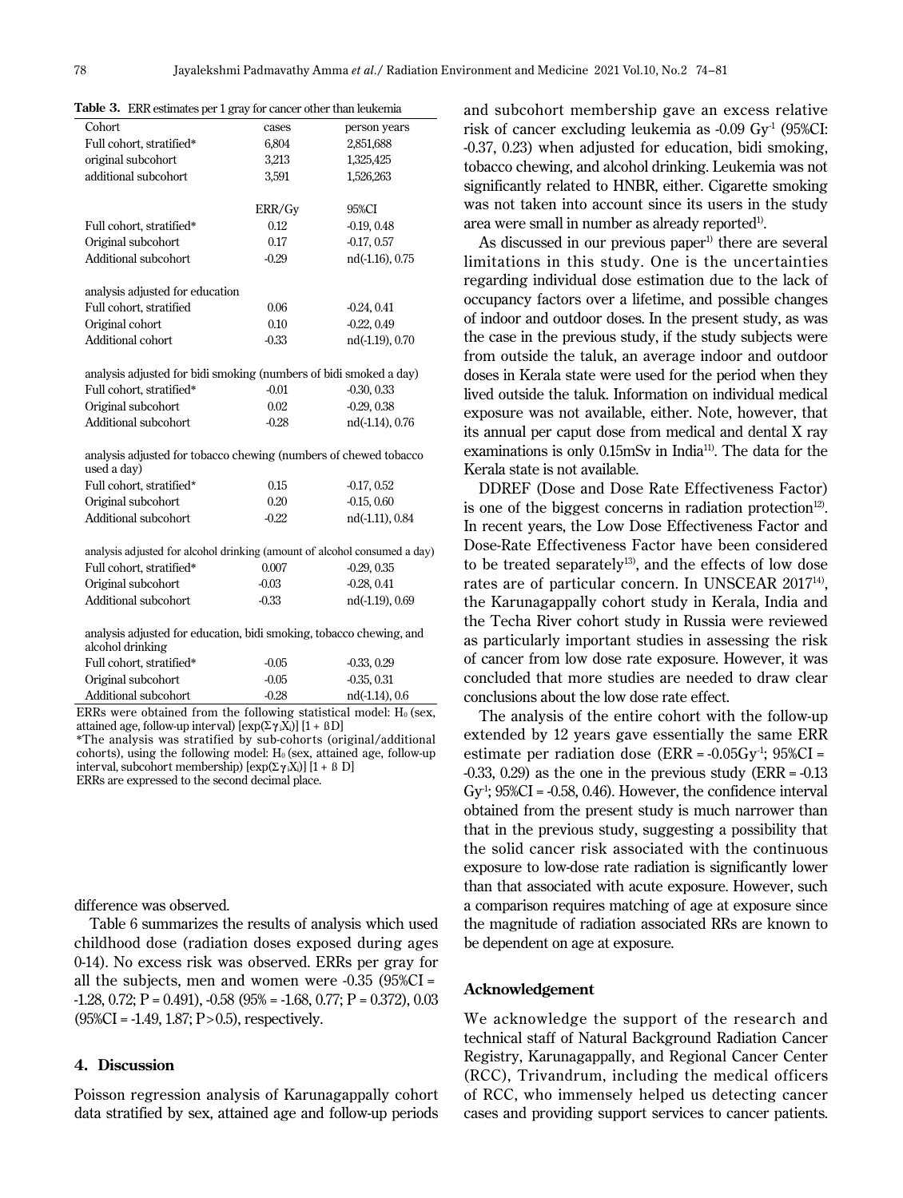**Table 3.** ERR estimates per 1 gray for cancer other than leukemia

| Cohort | cases | person years |
|---|---|---|
| Full cohort, stratified* | 6,804 | 2,851,688 |
| original subcohort | 3,213 | 1,325,425 |
| additional subcohort | 3,591 | 1,526,263 |
| | ERR/Gy | 95%CI |
| Full cohort, stratified* | 0.12 | -0.19, 0.48 |
| Original subcohort | 0.17 | -0.17, 0.57 |
| Additional subcohort | -0.29 | nd(-1.16), 0.75 |
| analysis adjusted for education | | |
| Full cohort, stratified | 0.06 | -0.24, 0.41 |
| Original cohort | 0.10 | -0.22, 0.49 |
| Additional cohort | -0.33 | nd(-1.19), 0.70 |
| analysis adjusted for bidi smoking (numbers of bidi smoked a day) | | |
| Full cohort, stratified* | -0.01 | -0.30, 0.33 |
| Original subcohort | 0.02 | -0.29, 0.38 |
| Additional subcohort | -0.28 | nd(-1.14), 0.76 |
| analysis adjusted for tobacco chewing (numbers of chewed tobacco used a day) | | |
| Full cohort, stratified* | 0.15 | -0.17, 0.52 |
| Original subcohort | 0.20 | -0.15, 0.60 |
| Additional subcohort | -0.22 | nd(-1.11), 0.84 |
| analysis adjusted for alcohol drinking (amount of alcohol consumed a day) | | |
| Full cohort, stratified* | 0.007 | -0.29, 0.35 |
| Original subcohort | -0.03 | -0.28, 0.41 |
| Additional subcohort | -0.33 | nd(-1.19), 0.69 |
| analysis adjusted for education, bidi smoking, tobacco chewing, and alcohol drinking | | |
| Full cohort, stratified* | -0.05 | -0.33, 0.29 |
| Original subcohort | -0.05 | -0.35, 0.31 |
| Additional subcohort | -0.28 | nd(-1.14), 0.6 |

ERRs were obtained from the following statistical model: $H_0$ (sex, attained age, follow-up interval) $[\exp(\Sigma \gamma_i X_i)]$ $[1 + \beta D]$

*The analysis was stratified by sub-cohorts (original/additional cohorts), using the following model: $H_0$ (sex, attained age, follow-up interval, subcohort membership) $[\exp(\Sigma \gamma_i X_i)]$ $[1 + \beta D]$

ERRs are expressed to the second decimal place.

difference was observed.

Table 6 summarizes the results of analysis which used childhood dose (radiation doses exposed during ages 0-14). No excess risk was observed. ERRs per gray for all the subjects, men and women were -0.35 (95%CI = -1.28, 0.72; P = 0.491), -0.58 (95% = -1.68, 0.77; P = 0.372), 0.03 (95%CI = -1.49, 1.87; P>0.5), respectively.

## 4. Discussion

Poisson regression analysis of Karunagappally cohort data stratified by sex, attained age and follow-up periods and subcohort membership gave an excess relative risk of cancer excluding leukemia as -0.09 $Gy^{-1}$ (95%CI: -0.37, 0.23) when adjusted for education, bidi smoking, tobacco chewing, and alcohol drinking. Leukemia was not significantly related to HNBR, either. Cigarette smoking was not taken into account since its users in the study area were small in number as already reported[1].

As discussed in our previous paper[1] there are several limitations in this study. One is the uncertainties regarding individual dose estimation due to the lack of occupancy factors over a lifetime, and possible changes of indoor and outdoor doses. In the present study, as was the case in the previous study, if the study subjects were from outside the taluk, an average indoor and outdoor doses in Kerala state were used for the period when they lived outside the taluk. Information on individual medical exposure was not available, either. Note, however, that its annual per caput dose from medical and dental X ray examinations is only 0.15mSv in India[11]. The data for the Kerala state is not available.

DDREF (Dose and Dose Rate Effectiveness Factor) is one of the biggest concerns in radiation protection[12]. In recent years, the Low Dose Effectiveness Factor and Dose-Rate Effectiveness Factor have been considered to be treated separately[13], and the effects of low dose rates are of particular concern. In UNSCEAR 2017[14], the Karunagappally cohort study in Kerala, India and the Techa River cohort study in Russia were reviewed as particularly important studies in assessing the risk of cancer from low dose rate exposure. However, it was concluded that more studies are needed to draw clear conclusions about the low dose rate effect.

The analysis of the entire cohort with the follow-up extended by 12 years gave essentially the same ERR estimate per radiation dose (ERR = -0.05$Gy^{-1}$; 95%CI = -0.33, 0.29) as the one in the previous study (ERR = -0.13 $Gy^{-1}$; 95%CI = -0.58, 0.46). However, the confidence interval obtained from the present study is much narrower than that in the previous study, suggesting a possibility that the solid cancer risk associated with the continuous exposure to low-dose rate radiation is significantly lower than that associated with acute exposure. However, such a comparison requires matching of age at exposure since the magnitude of radiation associated RRs are known to be dependent on age at exposure.

## Acknowledgement

We acknowledge the support of the research and technical staff of Natural Background Radiation Cancer Registry, Karunagappally, and Regional Cancer Center (RCC), Trivandrum, including the medical officers of RCC, who immensely helped us detecting cancer cases and providing support services to cancer patients.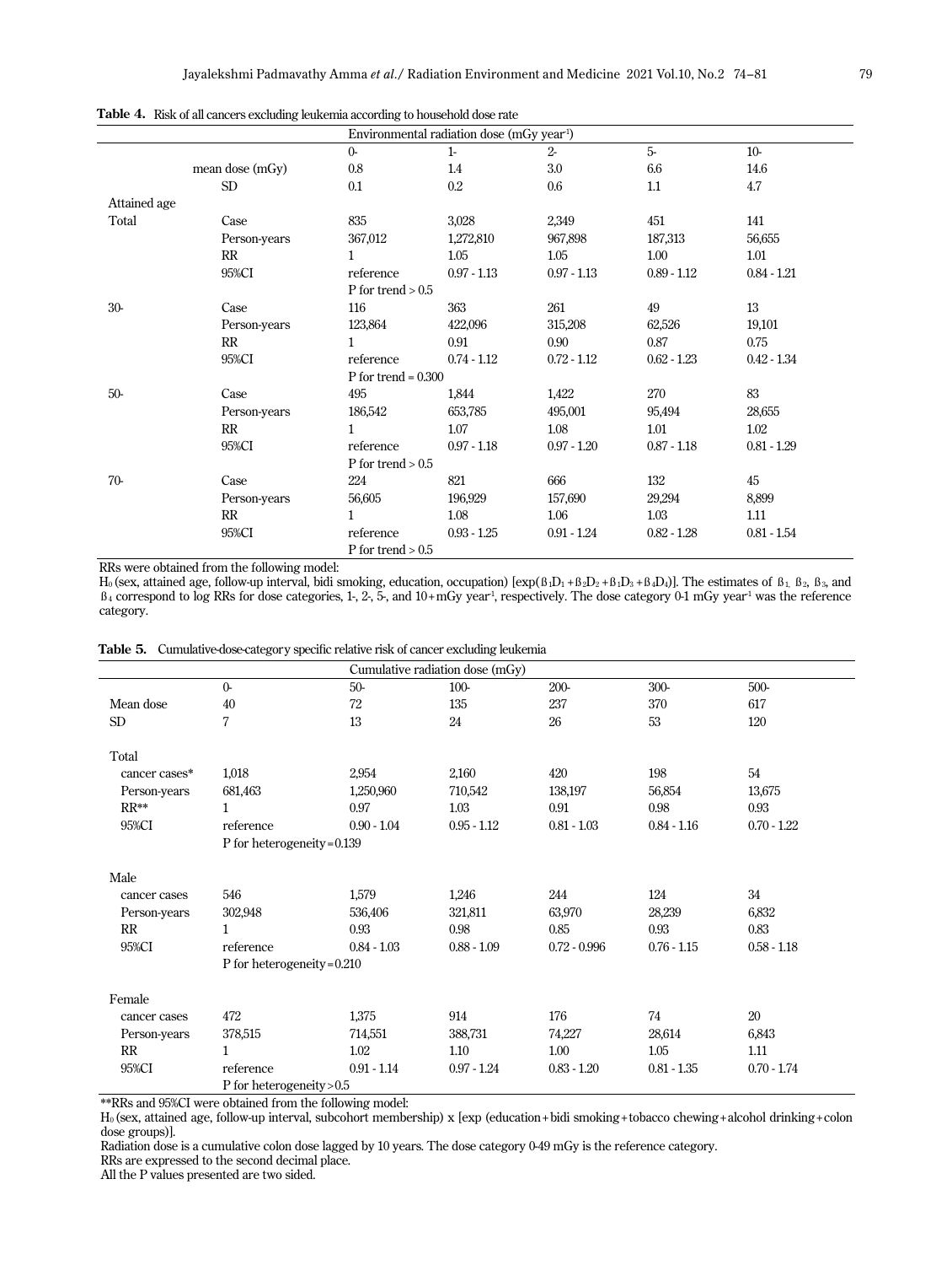**Table 4.** Risk of all cancers excluding leukemia according to household dose rate

| | | Environmental radiation dose (mGy year$^{-1}$) | | | | |
|---|---|---|---|---|---|---|
| | | 0- | 1- | 2- | 5- | 10- |
| | mean dose (mGy) | 0.8 | 1.4 | 3.0 | 6.6 | 14.6 |
| | SD | 0.1 | 0.2 | 0.6 | 1.1 | 4.7 |
| Attained age | | | | | | |
| Total | Case | 835 | 3,028 | 2,349 | 451 | 141 |
| | Person-years | 367,012 | 1,272,810 | 967,898 | 187,313 | 56,655 |
| | RR | 1 | 1.05 | 1.05 | 1.00 | 1.01 |
| | 95%CI | reference | 0.97 - 1.13 | 0.97 - 1.13 | 0.89 - 1.12 | 0.84 - 1.21 |
| | | P for trend > 0.5 | | | | |
| 30- | Case | 116 | 363 | 261 | 49 | 13 |
| | Person-years | 123,864 | 422,096 | 315,208 | 62,526 | 19,101 |
| | RR | 1 | 0.91 | 0.90 | 0.87 | 0.75 |
| | 95%CI | reference | 0.74 - 1.12 | 0.72 - 1.12 | 0.62 - 1.23 | 0.42 - 1.34 |
| | | P for trend = 0.300 | | | | |
| 50- | Case | 495 | 1,844 | 1,422 | 270 | 83 |
| | Person-years | 186,542 | 653,785 | 495,001 | 95,494 | 28,655 |
| | RR | 1 | 1.07 | 1.08 | 1.01 | 1.02 |
| | 95%CI | reference | 0.97 - 1.18 | 0.97 - 1.20 | 0.87 - 1.18 | 0.81 - 1.29 |
| | | P for trend > 0.5 | | | | |
| 70- | Case | 224 | 821 | 666 | 132 | 45 |
| | Person-years | 56,605 | 196,929 | 157,690 | 29,294 | 8,899 |
| | RR | 1 | 1.08 | 1.06 | 1.03 | 1.11 |
| | 95%CI | reference | 0.93 - 1.25 | 0.91 - 1.24 | 0.82 - 1.28 | 0.81 - 1.54 |
| | | P for trend > 0.5 | | | | |

RRs were obtained from the following model:
$H_0$ (sex, attained age, follow-up interval, bidi smoking, education, occupation) [$\exp(\beta_1 D_1 + \beta_2 D_2 + \beta_1 D_3 + \beta_4 D_4)$]. The estimates of $\beta_1$, $\beta_2$, $\beta_3$, and $\beta_4$ correspond to log RRs for dose categories, 1-, 2-, 5-, and 10+mGy year$^{-1}$, respectively. The dose category 0-1 mGy year$^{-1}$ was the reference category.

**Table 5.** Cumulative-dose-category specific relative risk of cancer excluding leukemia

| | Cumulative radiation dose (mGy) | | | | | |
|---|---|---|---|---|---|---|
| | 0- | 50- | 100- | 200- | 300- | 500- |
| Mean dose | 40 | 72 | 135 | 237 | 370 | 617 |
| SD | 7 | 13 | 24 | 26 | 53 | 120 |
| Total | | | | | | |
| cancer cases* | 1,018 | 2,954 | 2,160 | 420 | 198 | 54 |
| Person-years | 681,463 | 1,250,960 | 710,542 | 138,197 | 56,854 | 13,675 |
| RR** | 1 | 0.97 | 1.03 | 0.91 | 0.98 | 0.93 |
| 95%CI | reference | 0.90 - 1.04 | 0.95 - 1.12 | 0.81 - 1.03 | 0.84 - 1.16 | 0.70 - 1.22 |
| | P for heterogeneity = 0.139 | | | | | |
| Male | | | | | | |
| cancer cases | 546 | 1,579 | 1,246 | 244 | 124 | 34 |
| Person-years | 302,948 | 536,406 | 321,811 | 63,970 | 28,239 | 6,832 |
| RR | 1 | 0.93 | 0.98 | 0.85 | 0.93 | 0.83 |
| 95%CI | reference | 0.84 - 1.03 | 0.88 - 1.09 | 0.72 - 0.996 | 0.76 - 1.15 | 0.58 - 1.18 |
| | P for heterogeneity = 0.210 | | | | | |
| Female | | | | | | |
| cancer cases | 472 | 1,375 | 914 | 176 | 74 | 20 |
| Person-years | 378,515 | 714,551 | 388,731 | 74,227 | 28,614 | 6,843 |
| RR | 1 | 1.02 | 1.10 | 1.00 | 1.05 | 1.11 |
| 95%CI | reference | 0.91 - 1.14 | 0.97 - 1.24 | 0.83 - 1.20 | 0.81 - 1.35 | 0.70 - 1.74 |
| | P for heterogeneity > 0.5 | | | | | |

**RRs and 95%CI were obtained from the following model:
$H_0$ (sex, attained age, follow-up interval, subcohort membership) x [exp (education + bidi smoking + tobacco chewing + alcohol drinking + colon dose groups)].
Radiation dose is a cumulative colon dose lagged by 10 years. The dose category 0-49 mGy is the reference category.
RRs are expressed to the second decimal place.
All the P values presented are two sided.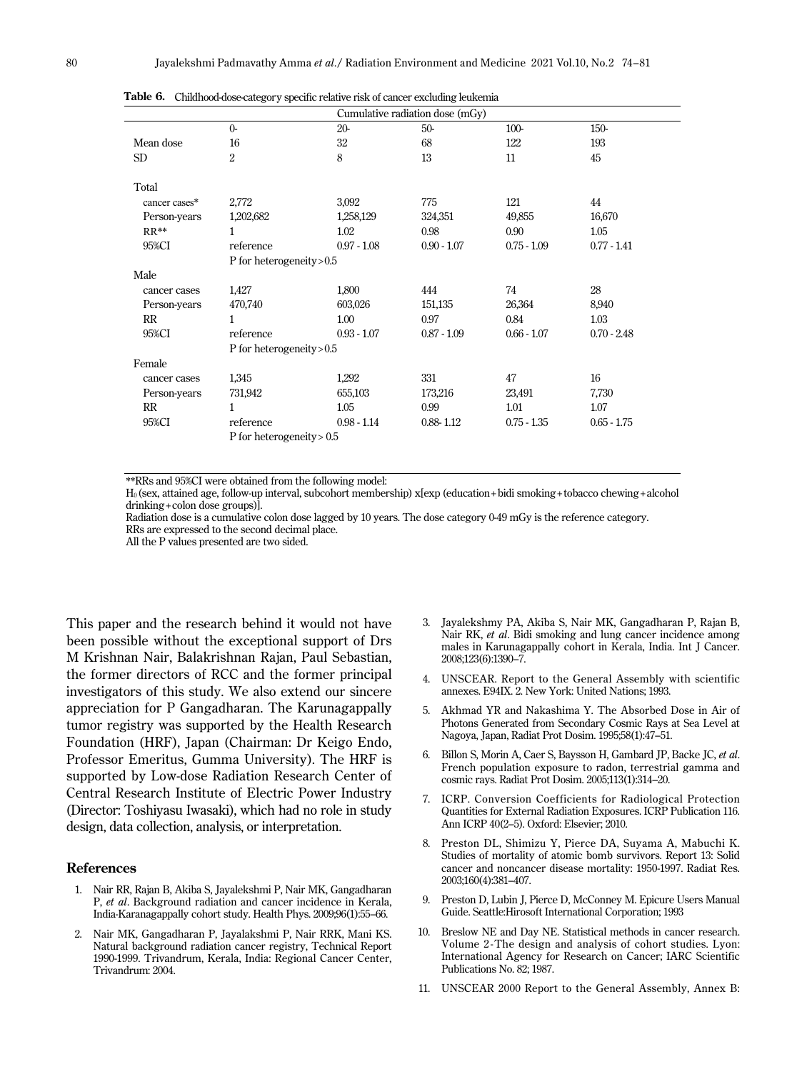**Table 6.** Childhood-dose-category specific relative risk of cancer excluding leukemia

| | Cumulative radiation dose (mGy) | | | | |
|---|---|---|---|---|---|
| | 0- | 20- | 50- | 100- | 150- |
| Mean dose | 16 | 32 | 68 | 122 | 193 |
| SD | 2 | 8 | 13 | 11 | 45 |
| Total | | | | | |
| cancer cases* | 2,772 | 3,092 | 775 | 121 | 44 |
| Person-years | 1,202,682 | 1,258,129 | 324,351 | 49,855 | 16,670 |
| RR** | 1 | 1.02 | 0.98 | 0.90 | 1.05 |
| 95%CI | reference | 0.97 - 1.08 | 0.90 - 1.07 | 0.75 - 1.09 | 0.77 - 1.41 |
| | P for heterogeneity>0.5 | | | | |
| Male | | | | | |
| cancer cases | 1,427 | 1,800 | 444 | 74 | 28 |
| Person-years | 470,740 | 603,026 | 151,135 | 26,364 | 8,940 |
| RR | 1 | 1.00 | 0.97 | 0.84 | 1.03 |
| 95%CI | reference | 0.93 - 1.07 | 0.87 - 1.09 | 0.66 - 1.07 | 0.70 - 2.48 |
| | P for heterogeneity>0.5 | | | | |
| Female | | | | | |
| cancer cases | 1,345 | 1,292 | 331 | 47 | 16 |
| Person-years | 731,942 | 655,103 | 173,216 | 23,491 | 7,730 |
| RR | 1 | 1.05 | 0.99 | 1.01 | 1.07 |
| 95%CI | reference | 0.98 - 1.14 | 0.88- 1.12 | 0.75 - 1.35 | 0.65 - 1.75 |
| | P for heterogeneity> 0.5 | | | | |

**RRs and 95%CI were obtained from the following model:
$H_0$ (sex, attained age, follow-up interval, subcohort membership) x[exp (education+bidi smoking+tobacco chewing+alcohol drinking+colon dose groups)].
Radiation dose is a cumulative colon dose lagged by 10 years. The dose category 0-49 mGy is the reference category.
RRs are expressed to the second decimal place.
All the P values presented are two sided.

This paper and the research behind it would not have been possible without the exceptional support of Drs M Krishnan Nair, Balakrishnan Rajan, Paul Sebastian, the former directors of RCC and the former principal investigators of this study. We also extend our sincere appreciation for P Gangadharan. The Karunagappally tumor registry was supported by the Health Research Foundation (HRF), Japan (Chairman: Dr Keigo Endo, Professor Emeritus, Gumma University). The HRF is supported by Low-dose Radiation Research Center of Central Research Institute of Electric Power Industry (Director: Toshiyasu Iwasaki), which had no role in study design, data collection, analysis, or interpretation.

## References

1. Nair RR, Rajan B, Akiba S, Jayalekshmi P, Nair MK, Gangadharan P, *et al*. Background radiation and cancer incidence in Kerala, India-Karanagappally cohort study. Health Phys. 2009;96(1):55–66.
2. Nair MK, Gangadharan P, Jayalakshmi P, Nair RRK, Mani KS. Natural background radiation cancer registry, Technical Report 1990-1999. Trivandrum, Kerala, India: Regional Cancer Center, Trivandrum: 2004.
3. Jayalekshmy PA, Akiba S, Nair MK, Gangadharan P, Rajan B, Nair RK, *et al*. Bidi smoking and lung cancer incidence among males in Karunagappally cohort in Kerala, India. Int J Cancer. 2008;123(6):1390–7.
4. UNSCEAR. Report to the General Assembly with scientific annexes. E94IX. 2. New York: United Nations; 1993.
5. Akhmad YR and Nakashima Y. The Absorbed Dose in Air of Photons Generated from Secondary Cosmic Rays at Sea Level at Nagoya, Japan, Radiat Prot Dosim. 1995;58(1):47–51.
6. Billon S, Morin A, Caer S, Baysson H, Gambard JP, Backe JC, *et al*. French population exposure to radon, terrestrial gamma and cosmic rays. Radiat Prot Dosim. 2005;113(1):314–20.
7. ICRP. Conversion Coefficients for Radiological Protection Quantities for External Radiation Exposures. ICRP Publication 116. Ann ICRP 40(2–5). Oxford: Elsevier; 2010.
8. Preston DL, Shimizu Y, Pierce DA, Suyama A, Mabuchi K. Studies of mortality of atomic bomb survivors. Report 13: Solid cancer and noncancer disease mortality: 1950-1997. Radiat Res. 2003;160(4):381–407.
9. Preston D, Lubin J, Pierce D, McConney M. Epicure Users Manual Guide. Seattle:Hirosoft International Corporation; 1993
10. Breslow NE and Day NE. Statistical methods in cancer research. Volume 2-The design and analysis of cohort studies. Lyon: International Agency for Research on Cancer; IARC Scientific Publications No. 82; 1987.
11. UNSCEAR 2000 Report to the General Assembly, Annex B: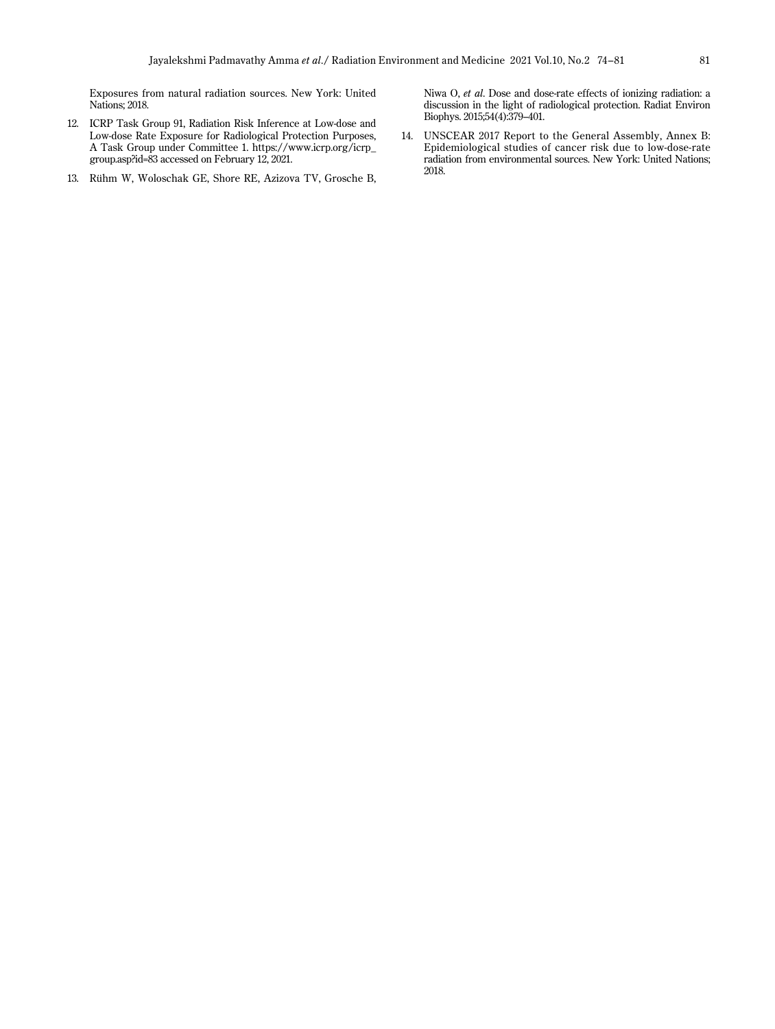Exposures from natural radiation sources. New York: United Nations; 2018.

12. ICRP Task Group 91, Radiation Risk Inference at Low-dose and Low-dose Rate Exposure for Radiological Protection Purposes, A Task Group under Committee 1. https://www.icrp.org/icrp_group.asp?id=83 accessed on February 12, 2021.
13. Rühm W, Woloschak GE, Shore RE, Azizova TV, Grosche B, Niwa O, *et al*. Dose and dose-rate effects of ionizing radiation: a discussion in the light of radiological protection. Radiat Environ Biophys. 2015;54(4):379–401.
14. UNSCEAR 2017 Report to the General Assembly, Annex B: Epidemiological studies of cancer risk due to low-dose-rate radiation from environmental sources. New York: United Nations; 2018.